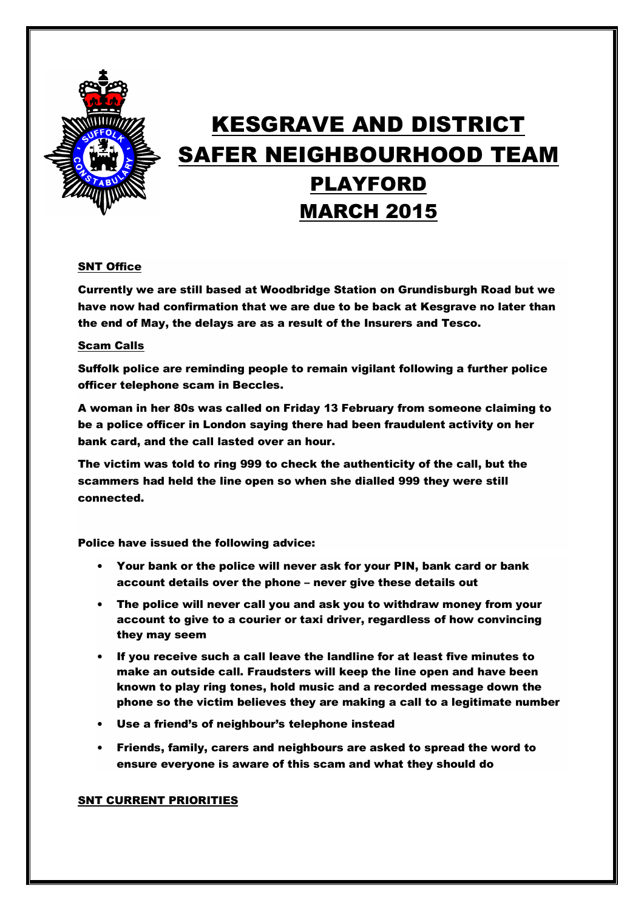# KESGRAVE AND DISTRICT SAFER NEIGHBOURHOOD TEAM

## PLAYFORD

## MARCH 2015

**SNT Office**

**Currently we are still based at Woodbridge Station on Grundisburgh Road but we have now had confirmation that we are due to be back at Kesgrave no later than the end of May, the delays are as a result of the Insurers and Tesco.**

**Scam Calls**

**Suffolk police are reminding people to remain vigilant following a further police officer telephone scam in Beccles.**

**A woman in her 80s was called on Friday 13 February from someone claiming to be a police officer in London saying there had been fraudulent activity on her bank card, and the call lasted over an hour.**

**The victim was told to ring 999 to check the authenticity of the call, but the scammers had held the line open so when she dialled 999 they were still connected.**

**Police have issued the following advice:**

- **Your bank or the police will never ask for your PIN, bank card or bank account details over the phone – never give these details out**
- **The police will never call you and ask you to withdraw money from your account to give to a courier or taxi driver, regardless of how convincing they may seem**
- **If you receive such a call leave the landline for at least five minutes to make an outside call. Fraudsters will keep the line open and have been known to play ring tones, hold music and a recorded message down the phone so the victim believes they are making a call to a legitimate number**
- **Use a friend's of neighbour's telephone instead**
- **Friends, family, carers and neighbours are asked to spread the word to ensure everyone is aware of this scam and what they should do**

**SNT CURRENT PRIORITIES**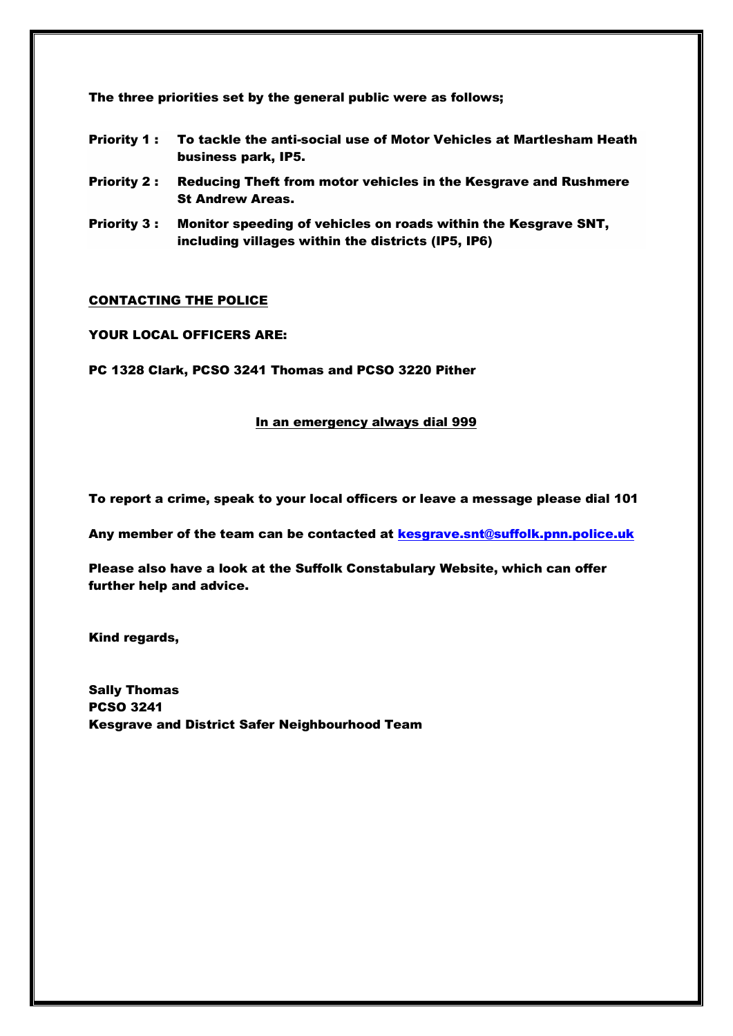**The three priorities set by the general public were as follows;**

**Priority 1 :** **To tackle the anti-social use of Motor Vehicles at Martlesham Heath business park, IP5.**

**Priority 2 :** **Reducing Theft from motor vehicles in the Kesgrave and Rushmere St Andrew Areas.**

**Priority 3 :** **Monitor speeding of vehicles on roads within the Kesgrave SNT, including villages within the districts (IP5, IP6)**

## CONTACTING THE POLICE

**YOUR LOCAL OFFICERS ARE:**

**PC 1328 Clark, PCSO 3241 Thomas and PCSO 3220 Pither**

**In an emergency always dial 999**

**To report a crime, speak to your local officers or leave a message please dial 101**

**Any member of the team can be contacted at [kesgrave.snt@suffolk.pnn.police.uk](mailto:kesgrave.snt@suffolk.pnn.police.uk)**

**Please also have a look at the Suffolk Constabulary Website, which can offer further help and advice.**

**Kind regards,**

**Sally Thomas**
**PCSO 3241**
**Kesgrave and District Safer Neighbourhood Team**